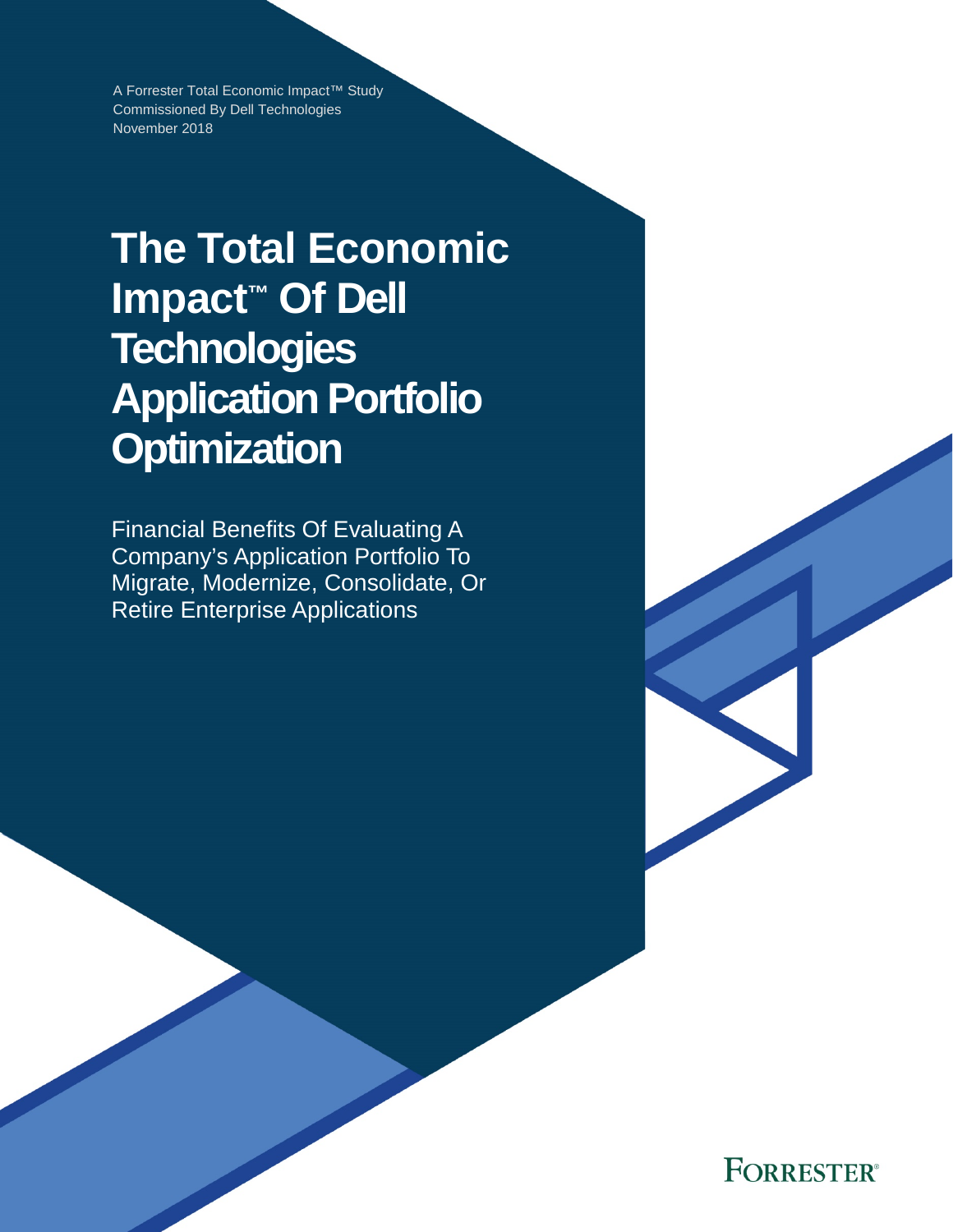A Forrester Total Economic Impact™ Study
Commissioned By Dell Technologies
November 2018

# The Total Economic Impact™ Of Dell Technologies Application Portfolio Optimization

Financial Benefits Of Evaluating A Company's Application Portfolio To Migrate, Modernize, Consolidate, Or Retire Enterprise Applications

FORRESTER®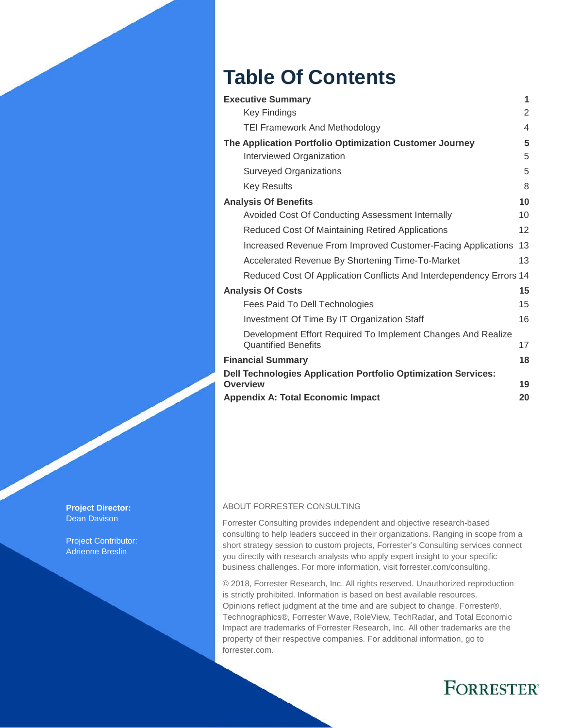# Table Of Contents

| | |
|---|---|
| **Executive Summary** | **1** |
| Key Findings | 2 |
| TEI Framework And Methodology | 4 |
| **The Application Portfolio Optimization Customer Journey** | **5** |
| Interviewed Organization | 5 |
| Surveyed Organizations | 5 |
| Key Results | 8 |
| **Analysis Of Benefits** | **10** |
| Avoided Cost Of Conducting Assessment Internally | 10 |
| Reduced Cost Of Maintaining Retired Applications | 12 |
| Increased Revenue From Improved Customer-Facing Applications | 13 |
| Accelerated Revenue By Shortening Time-To-Market | 13 |
| Reduced Cost Of Application Conflicts And Interdependency Errors | 14 |
| **Analysis Of Costs** | **15** |
| Fees Paid To Dell Technologies | 15 |
| Investment Of Time By IT Organization Staff | 16 |
| Development Effort Required To Implement Changes And Realize Quantified Benefits | 17 |
| **Financial Summary** | **18** |
| **Dell Technologies Application Portfolio Optimization Services: Overview** | **19** |
| **Appendix A: Total Economic Impact** | **20** |

**Project Director:**
Dean Davison

Project Contributor:
Adrienne Breslin

ABOUT FORRESTER CONSULTING

Forrester Consulting provides independent and objective research-based consulting to help leaders succeed in their organizations. Ranging in scope from a short strategy session to custom projects, Forrester's Consulting services connect you directly with research analysts who apply expert insight to your specific business challenges. For more information, visit forrester.com/consulting.

© 2018, Forrester Research, Inc. All rights reserved. Unauthorized reproduction is strictly prohibited. Information is based on best available resources. Opinions reflect judgment at the time and are subject to change. Forrester®, Technographics®, Forrester Wave, RoleView, TechRadar, and Total Economic Impact are trademarks of Forrester Research, Inc. All other trademarks are the property of their respective companies. For additional information, go to forrester.com.

FORRESTER®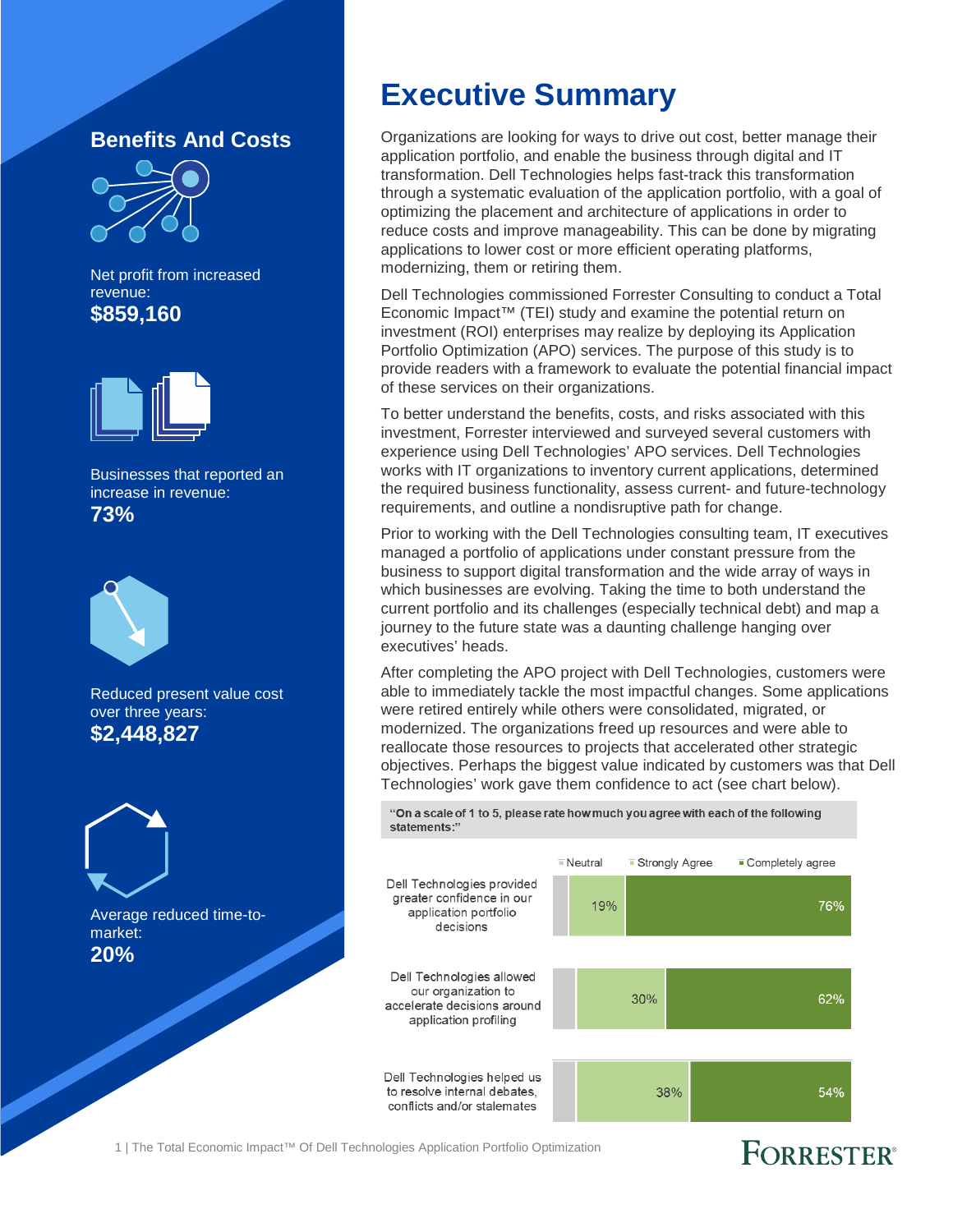## Benefits And Costs

Net profit from increased revenue:
**$859,160**

Businesses that reported an increase in revenue:
**73%**

Reduced present value cost over three years:
**$2,448,827**

Average reduced time-to-market:
**20%**

# Executive Summary

Organizations are looking for ways to drive out cost, better manage their application portfolio, and enable the business through digital and IT transformation. Dell Technologies helps fast-track this transformation through a systematic evaluation of the application portfolio, with a goal of optimizing the placement and architecture of applications in order to reduce costs and improve manageability. This can be done by migrating applications to lower cost or more efficient operating platforms, modernizing, them or retiring them.

Dell Technologies commissioned Forrester Consulting to conduct a Total Economic Impact™ (TEI) study and examine the potential return on investment (ROI) enterprises may realize by deploying its Application Portfolio Optimization (APO) services. The purpose of this study is to provide readers with a framework to evaluate the potential financial impact of these services on their organizations.

To better understand the benefits, costs, and risks associated with this investment, Forrester interviewed and surveyed several customers with experience using Dell Technologies' APO services. Dell Technologies works with IT organizations to inventory current applications, determined the required business functionality, assess current- and future-technology requirements, and outline a nondisruptive path for change.

Prior to working with the Dell Technologies consulting team, IT executives managed a portfolio of applications under constant pressure from the business to support digital transformation and the wide array of ways in which businesses are evolving. Taking the time to both understand the current portfolio and its challenges (especially technical debt) and map a journey to the future state was a daunting challenge hanging over executives' heads.

After completing the APO project with Dell Technologies, customers were able to immediately tackle the most impactful changes. Some applications were retired entirely while others were consolidated, migrated, or modernized. The organizations freed up resources and were able to reallocate those resources to projects that accelerated other strategic objectives. Perhaps the biggest value indicated by customers was that Dell Technologies' work gave them confidence to act (see chart below).

**"On a scale of 1 to 5, please rate how much you agree with each of the following statements:"**

Neutral
Strongly Agree
Completely agree

Dell Technologies provided greater confidence in our application portfolio decisions
19%
76%

Dell Technologies allowed our organization to accelerate decisions around application profiling
30%
62%

Dell Technologies helped us to resolve internal debates, conflicts and/or stalemates
38%
54%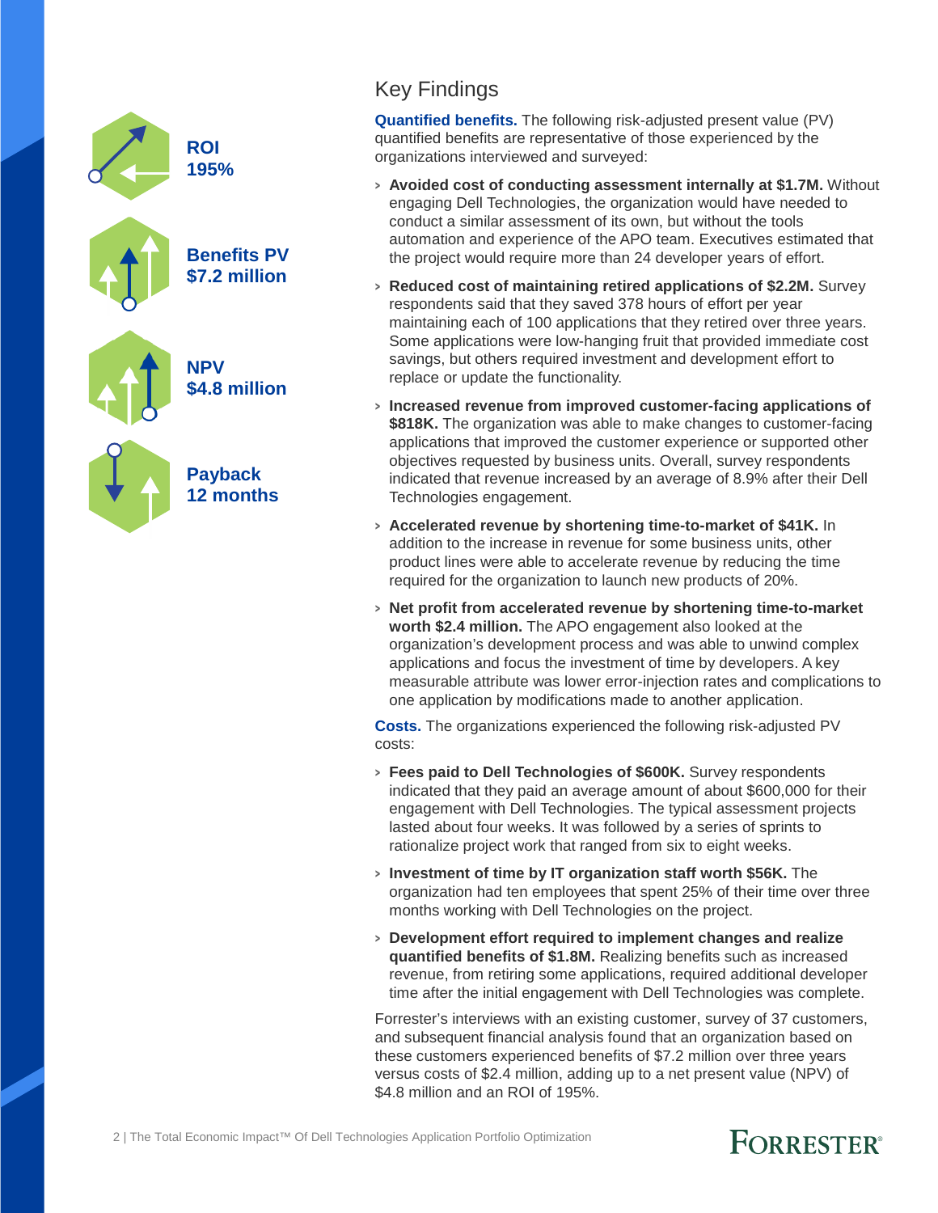**ROI**
**195%**

**Benefits PV**
**$7.2 million**

**NPV**
**$4.8 million**

**Payback**
**12 months**

## Key Findings

**Quantified benefits.** The following risk-adjusted present value (PV) quantified benefits are representative of those experienced by the organizations interviewed and surveyed:

- **Avoided cost of conducting assessment internally at $1.7M.** Without engaging Dell Technologies, the organization would have needed to conduct a similar assessment of its own, but without the tools automation and experience of the APO team. Executives estimated that the project would require more than 24 developer years of effort.
- **Reduced cost of maintaining retired applications of $2.2M.** Survey respondents said that they saved 378 hours of effort per year maintaining each of 100 applications that they retired over three years. Some applications were low-hanging fruit that provided immediate cost savings, but others required investment and development effort to replace or update the functionality.
- **Increased revenue from improved customer-facing applications of $818K.** The organization was able to make changes to customer-facing applications that improved the customer experience or supported other objectives requested by business units. Overall, survey respondents indicated that revenue increased by an average of 8.9% after their Dell Technologies engagement.
- **Accelerated revenue by shortening time-to-market of $41K.** In addition to the increase in revenue for some business units, other product lines were able to accelerate revenue by reducing the time required for the organization to launch new products of 20%.
- **Net profit from accelerated revenue by shortening time-to-market worth $2.4 million.** The APO engagement also looked at the organization's development process and was able to unwind complex applications and focus the investment of time by developers. A key measurable attribute was lower error-injection rates and complications to one application by modifications made to another application.

**Costs.** The organizations experienced the following risk-adjusted PV costs:

- **Fees paid to Dell Technologies of $600K.** Survey respondents indicated that they paid an average amount of about $600,000 for their engagement with Dell Technologies. The typical assessment projects lasted about four weeks. It was followed by a series of sprints to rationalize project work that ranged from six to eight weeks.
- **Investment of time by IT organization staff worth $56K.** The organization had ten employees that spent 25% of their time over three months working with Dell Technologies on the project.
- **Development effort required to implement changes and realize quantified benefits of $1.8M.** Realizing benefits such as increased revenue, from retiring some applications, required additional developer time after the initial engagement with Dell Technologies was complete.

Forrester's interviews with an existing customer, survey of 37 customers, and subsequent financial analysis found that an organization based on these customers experienced benefits of $7.2 million over three years versus costs of $2.4 million, adding up to a net present value (NPV) of $4.8 million and an ROI of 195%.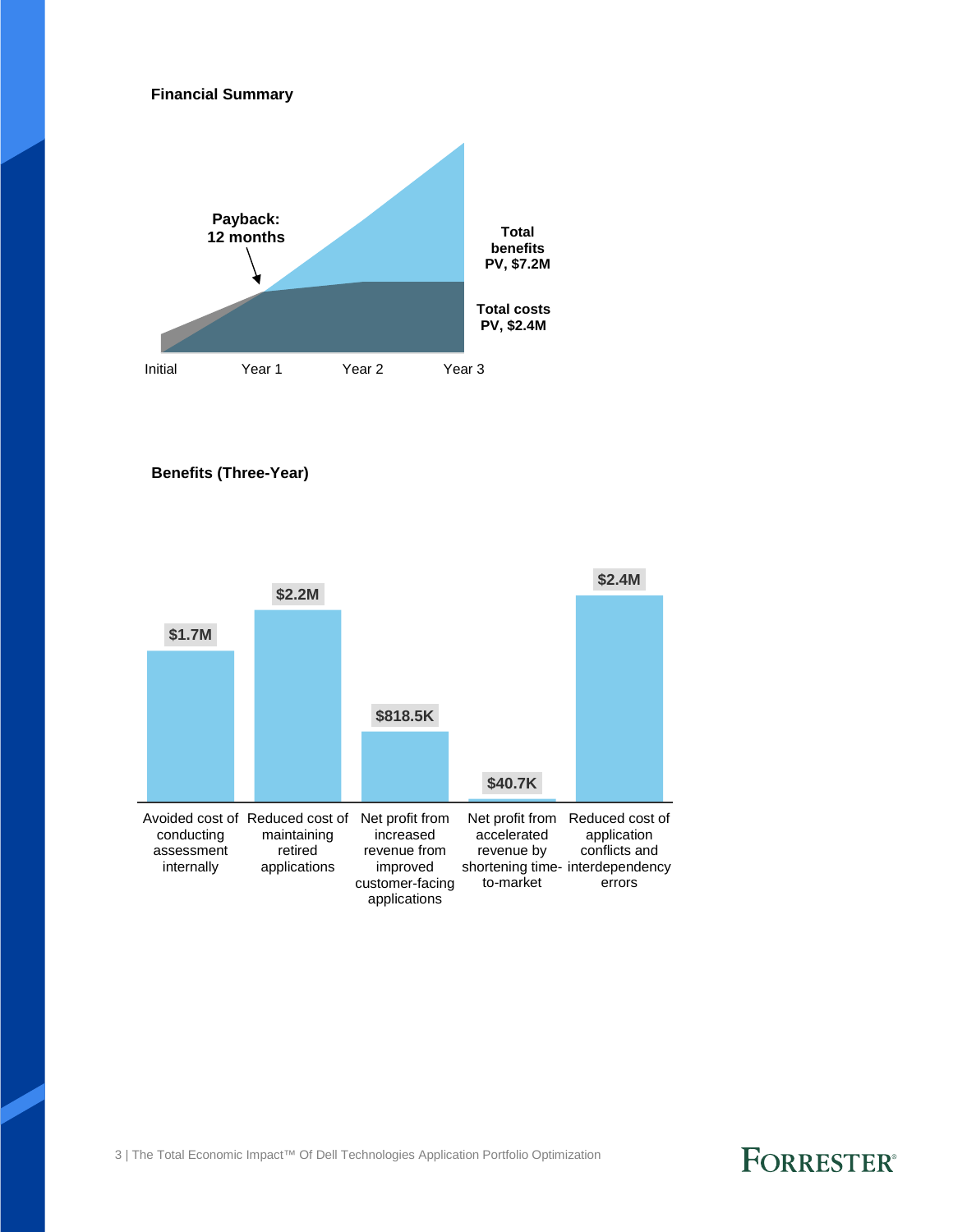**Financial Summary**

Payback: 12 months

Total benefits PV, $7.2M

Total costs PV, $2.4M

Initial

Year 1

Year 2

Year 3

**Benefits (Three-Year)**

$1.7M

$2.2M

$818.5K

$40.7K

$2.4M

Avoided cost of conducting assessment internally

Reduced cost of maintaining retired applications

Net profit from increased revenue from improved customer-facing applications

Net profit from accelerated revenue by shortening time-to-market

Reduced cost of application conflicts and interdependency errors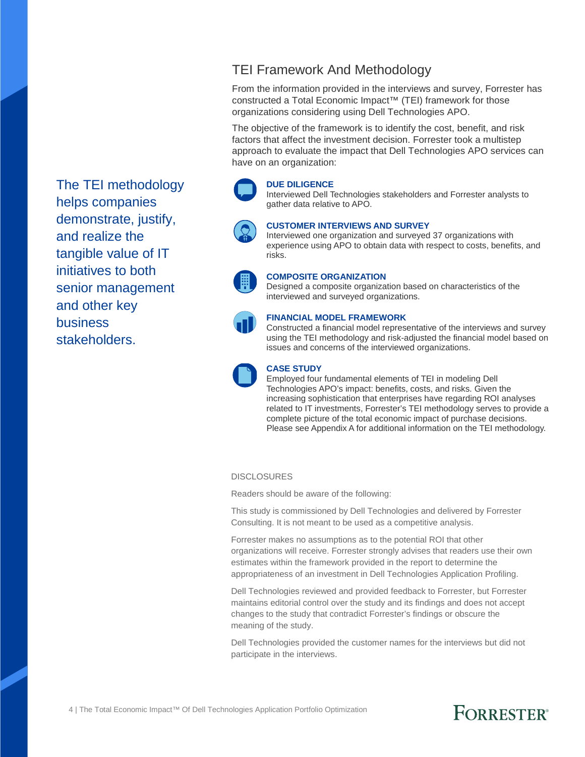## TEI Framework And Methodology

From the information provided in the interviews and survey, Forrester has constructed a Total Economic Impact™ (TEI) framework for those organizations considering using Dell Technologies APO.

The objective of the framework is to identify the cost, benefit, and risk factors that affect the investment decision. Forrester took a multistep approach to evaluate the impact that Dell Technologies APO services can have on an organization:

The TEI methodology helps companies demonstrate, justify, and realize the tangible value of IT initiatives to both senior management and other key business stakeholders.

**DUE DILIGENCE**
Interviewed Dell Technologies stakeholders and Forrester analysts to gather data relative to APO.

**CUSTOMER INTERVIEWS AND SURVEY**
Interviewed one organization and surveyed 37 organizations with experience using APO to obtain data with respect to costs, benefits, and risks.

**COMPOSITE ORGANIZATION**
Designed a composite organization based on characteristics of the interviewed and surveyed organizations.

**FINANCIAL MODEL FRAMEWORK**
Constructed a financial model representative of the interviews and survey using the TEI methodology and risk-adjusted the financial model based on issues and concerns of the interviewed organizations.

**CASE STUDY**
Employed four fundamental elements of TEI in modeling Dell Technologies APO's impact: benefits, costs, and risks. Given the increasing sophistication that enterprises have regarding ROI analyses related to IT investments, Forrester's TEI methodology serves to provide a complete picture of the total economic impact of purchase decisions. Please see Appendix A for additional information on the TEI methodology.

DISCLOSURES

Readers should be aware of the following:

This study is commissioned by Dell Technologies and delivered by Forrester Consulting. It is not meant to be used as a competitive analysis.

Forrester makes no assumptions as to the potential ROI that other organizations will receive. Forrester strongly advises that readers use their own estimates within the framework provided in the report to determine the appropriateness of an investment in Dell Technologies Application Profiling.

Dell Technologies reviewed and provided feedback to Forrester, but Forrester maintains editorial control over the study and its findings and does not accept changes to the study that contradict Forrester's findings or obscure the meaning of the study.

Dell Technologies provided the customer names for the interviews but did not participate in the interviews.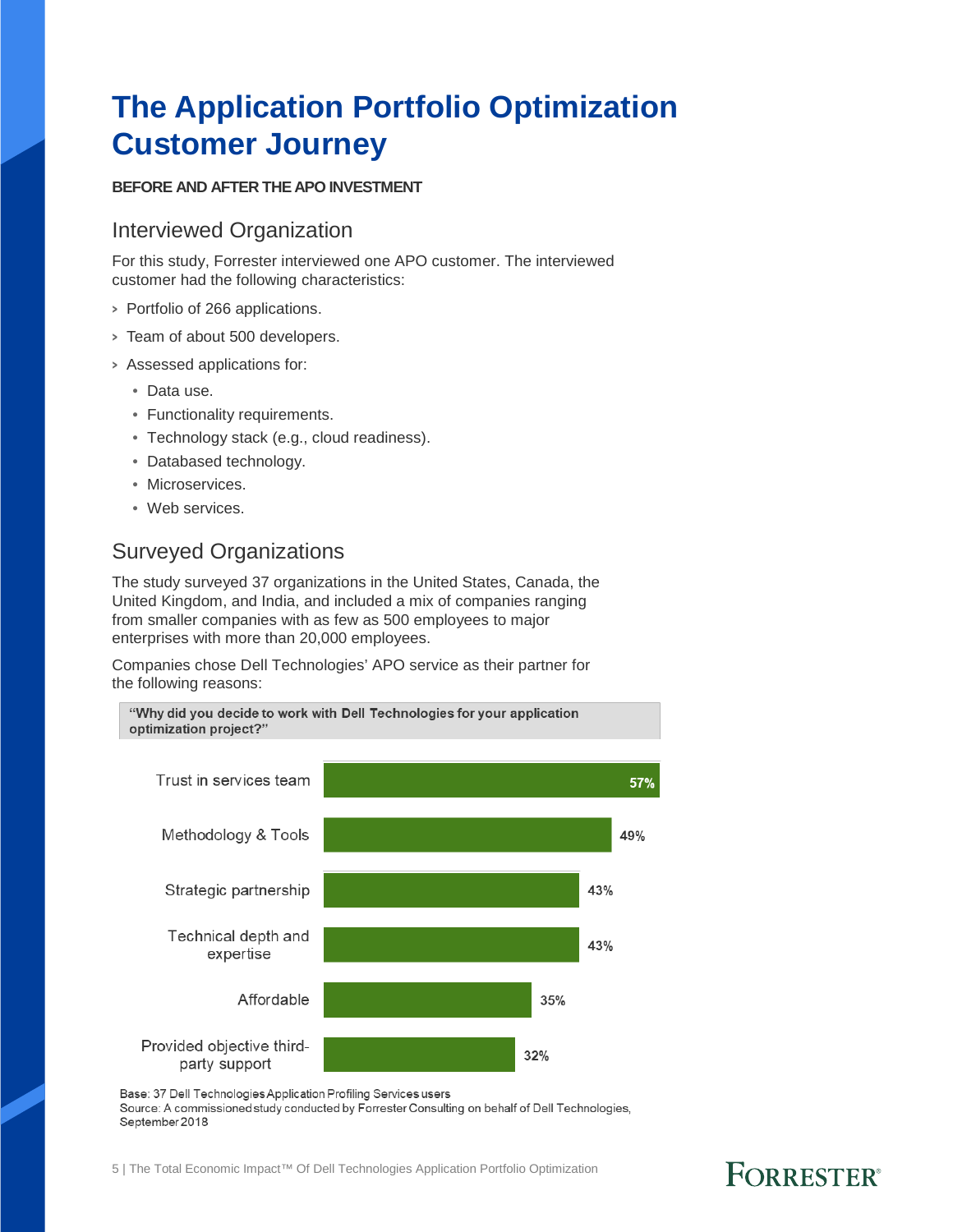# The Application Portfolio Optimization Customer Journey

**BEFORE AND AFTER THE APO INVESTMENT**

## Interviewed Organization

For this study, Forrester interviewed one APO customer. The interviewed customer had the following characteristics:

- Portfolio of 266 applications.
- Team of about 500 developers.
- Assessed applications for:
  - Data use.
  - Functionality requirements.
  - Technology stack (e.g., cloud readiness).
  - Databased technology.
  - Microservices.
  - Web services.

## Surveyed Organizations

The study surveyed 37 organizations in the United States, Canada, the United Kingdom, and India, and included a mix of companies ranging from smaller companies with as few as 500 employees to major enterprises with more than 20,000 employees.

Companies chose Dell Technologies' APO service as their partner for the following reasons:

**"Why did you decide to work with Dell Technologies for your application optimization project?"**

| Reason | Percentage |
|---|---|
| Trust in services team | 57% |
| Methodology & Tools | 49% |
| Strategic partnership | 43% |
| Technical depth and expertise | 43% |
| Affordable | 35% |
| Provided objective third-party support | 32% |

Base: 37 Dell Technologies Application Profiling Services users

Source: A commissioned study conducted by Forrester Consulting on behalf of Dell Technologies, September 2018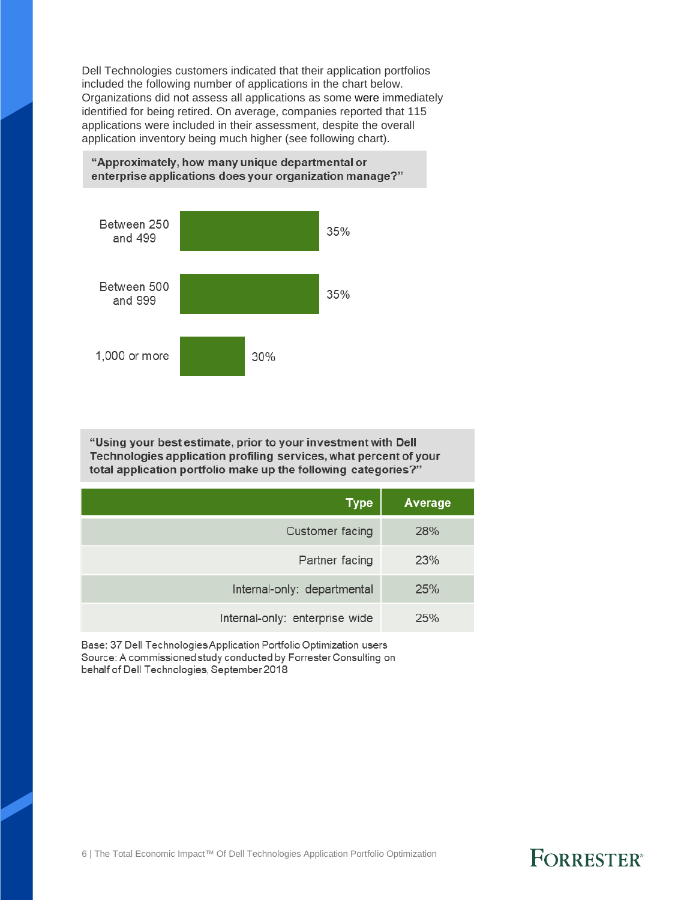Dell Technologies customers indicated that their application portfolios included the following number of applications in the chart below. Organizations did not assess all applications as some were immediately identified for being retired. On average, companies reported that 115 applications were included in their assessment, despite the overall application inventory being much higher (see following chart).

**"Approximately, how many unique departmental or enterprise applications does your organization manage?"**

Between 250 and 499
35%

Between 500 and 999
35%

1,000 or more
30%

**"Using your best estimate, prior to your investment with Dell Technologies application profiling services, what percent of your total application portfolio make up the following categories?"**

| Type | Average |
|---|---|
| Customer facing | 28% |
| Partner facing | 23% |
| Internal-only: departmental | 25% |
| Internal-only: enterprise wide | 25% |

Base: 37 Dell Technologies Application Portfolio Optimization users
Source: A commissioned study conducted by Forrester Consulting on behalf of Dell Technologies, September 2018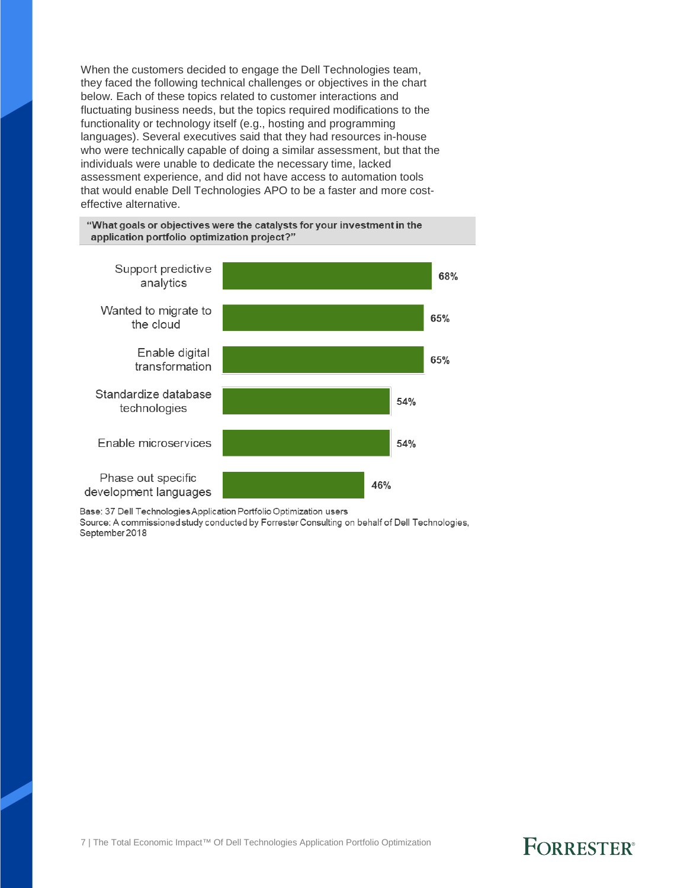When the customers decided to engage the Dell Technologies team, they faced the following technical challenges or objectives in the chart below. Each of these topics related to customer interactions and fluctuating business needs, but the topics required modifications to the functionality or technology itself (e.g., hosting and programming languages). Several executives said that they had resources in-house who were technically capable of doing a similar assessment, but that the individuals were unable to dedicate the necessary time, lacked assessment experience, and did not have access to automation tools that would enable Dell Technologies APO to be a faster and more cost-effective alternative.

**"What goals or objectives were the catalysts for your investment in the application portfolio optimization project?"**

Support predictive analytics 68%

Wanted to migrate to the cloud 65%

Enable digital transformation 65%

Standardize database technologies 54%

Enable microservices 54%

Phase out specific development languages 46%

Base: 37 Dell Technologies Application Portfolio Optimization users

Source: A commissioned study conducted by Forrester Consulting on behalf of Dell Technologies, September 2018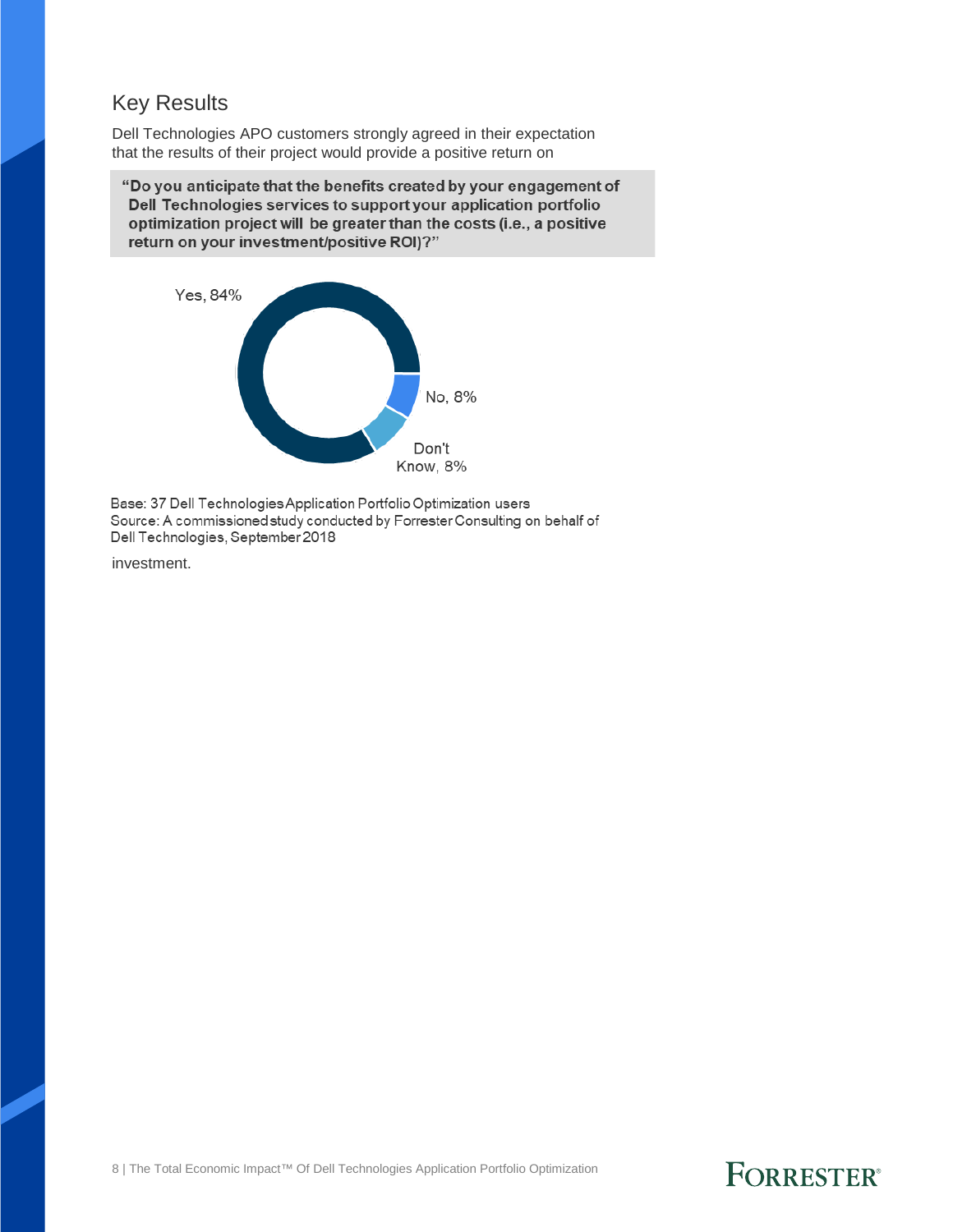## Key Results

Dell Technologies APO customers strongly agreed in their expectation that the results of their project would provide a positive return on

**"Do you anticipate that the benefits created by your engagement of Dell Technologies services to support your application portfolio optimization project will be greater than the costs (i.e., a positive return on your investment/positive ROI)?"**

Yes, 84%

No, 8%

Don't Know, 8%

Base: 37 Dell Technologies Application Portfolio Optimization users
Source: A commissioned study conducted by Forrester Consulting on behalf of Dell Technologies, September 2018

investment.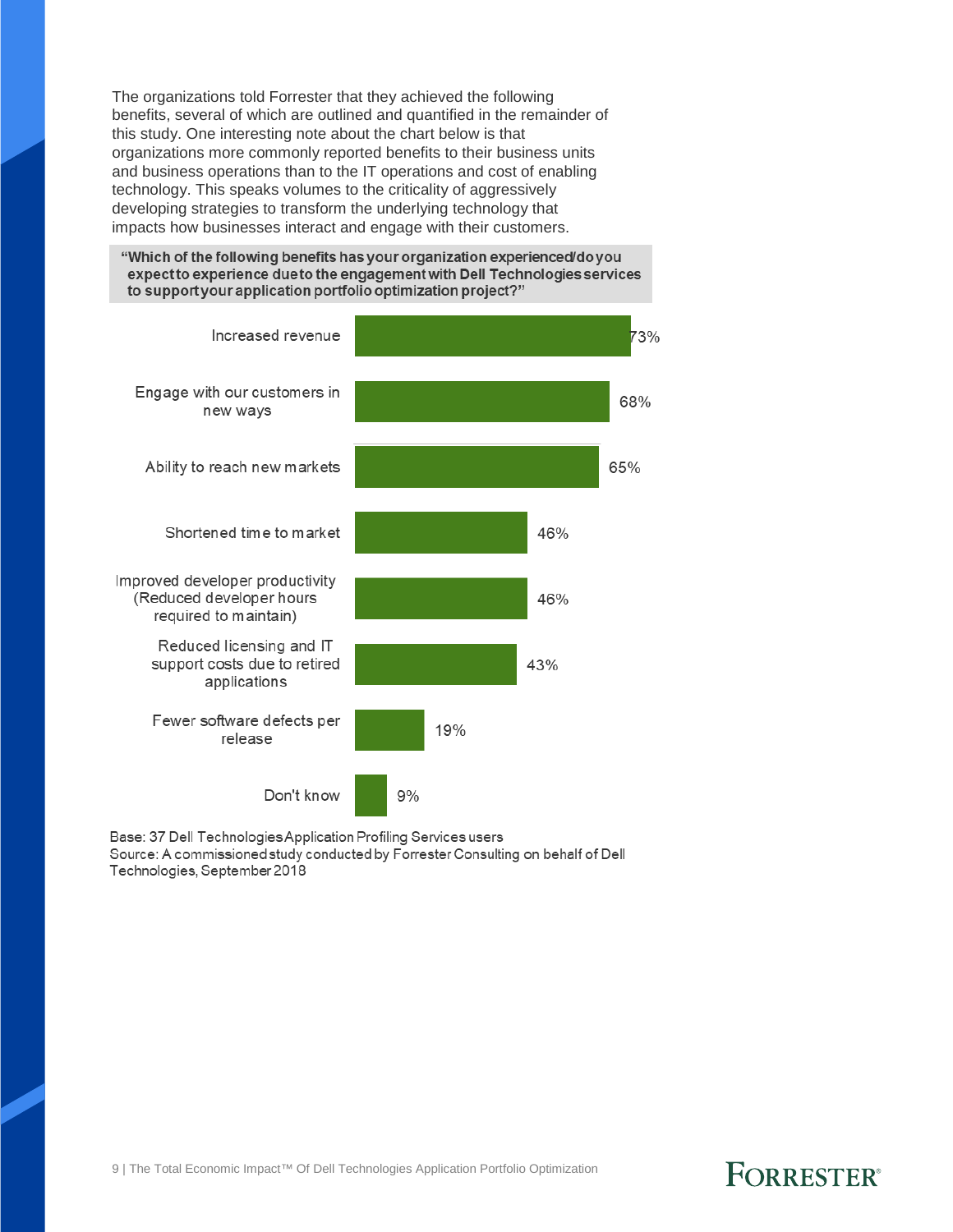The organizations told Forrester that they achieved the following benefits, several of which are outlined and quantified in the remainder of this study. One interesting note about the chart below is that organizations more commonly reported benefits to their business units and business operations than to the IT operations and cost of enabling technology. This speaks volumes to the criticality of aggressively developing strategies to transform the underlying technology that impacts how businesses interact and engage with their customers.

**"Which of the following benefits has your organization experienced/do you expect to experience due to the engagement with Dell Technologies services to support your application portfolio optimization project?"**

Increased revenue 73%

Engage with our customers in new ways 68%

Ability to reach new markets 65%

Shortened time to market 46%

Improved developer productivity (Reduced developer hours required to maintain) 46%

Reduced licensing and IT support costs due to retired applications 43%

Fewer software defects per release 19%

Don't know 9%

Base: 37 Dell Technologies Application Profiling Services users

Source: A commissioned study conducted by Forrester Consulting on behalf of Dell Technologies, September 2018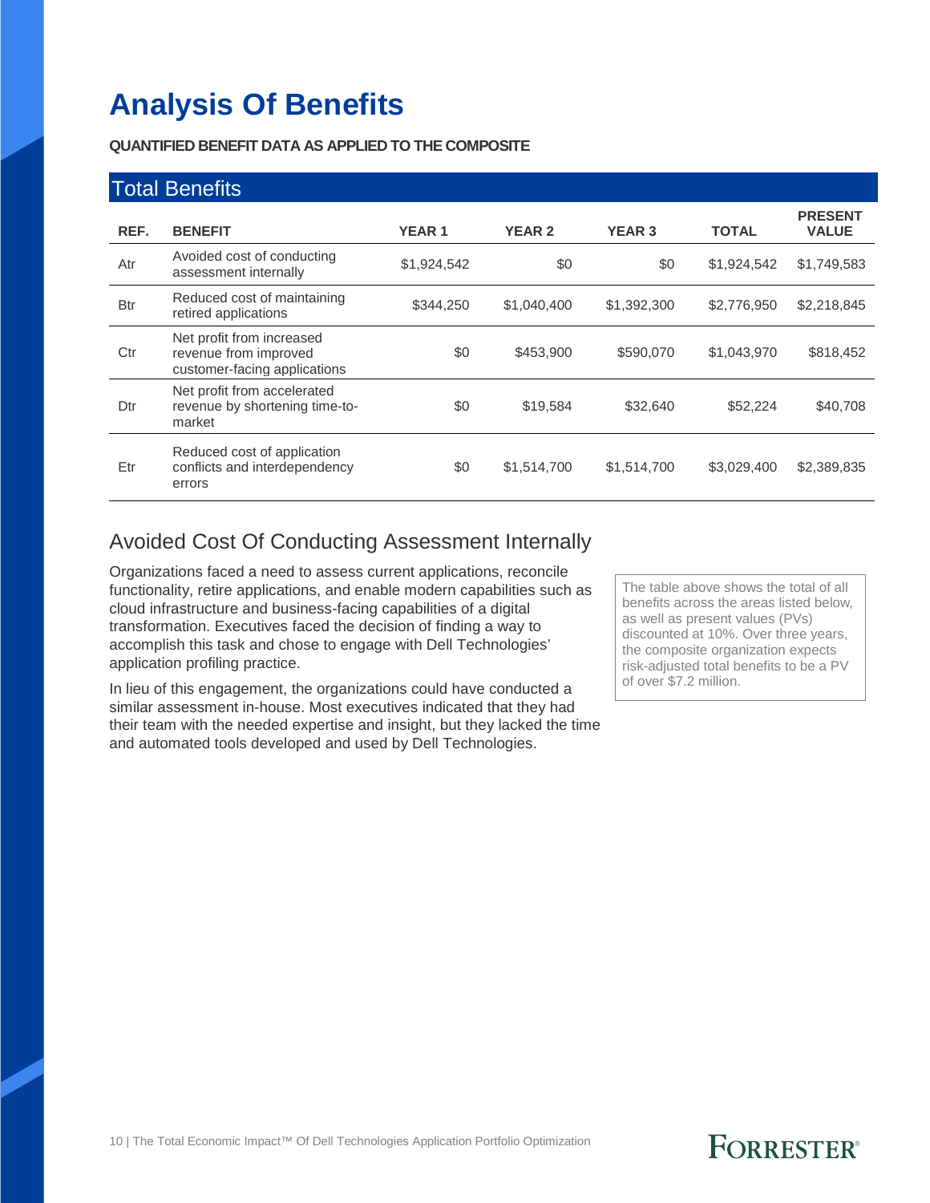# Analysis Of Benefits

**QUANTIFIED BENEFIT DATA AS APPLIED TO THE COMPOSITE**

## Total Benefits

| REF. | BENEFIT | YEAR 1 | YEAR 2 | YEAR 3 | TOTAL | PRESENT VALUE |
|---|---|---|---|---|---|---|
| Atr | Avoided cost of conducting assessment internally | $1,924,542 | $0 | $0 | $1,924,542 | $1,749,583 |
| Btr | Reduced cost of maintaining retired applications | $344,250 | $1,040,400 | $1,392,300 | $2,776,950 | $2,218,845 |
| Ctr | Net profit from increased revenue from improved customer-facing applications | $0 | $453,900 | $590,070 | $1,043,970 | $818,452 |
| Dtr | Net profit from accelerated revenue by shortening time-to-market | $0 | $19,584 | $32,640 | $52,224 | $40,708 |
| Etr | Reduced cost of application conflicts and interdependency errors | $0 | $1,514,700 | $1,514,700 | $3,029,400 | $2,389,835 |

## Avoided Cost Of Conducting Assessment Internally

Organizations faced a need to assess current applications, reconcile functionality, retire applications, and enable modern capabilities such as cloud infrastructure and business-facing capabilities of a digital transformation. Executives faced the decision of finding a way to accomplish this task and chose to engage with Dell Technologies' application profiling practice.

In lieu of this engagement, the organizations could have conducted a similar assessment in-house. Most executives indicated that they had their team with the needed expertise and insight, but they lacked the time and automated tools developed and used by Dell Technologies.

The table above shows the total of all benefits across the areas listed below, as well as present values (PVs) discounted at 10%. Over three years, the composite organization expects risk-adjusted total benefits to be a PV of over $7.2 million.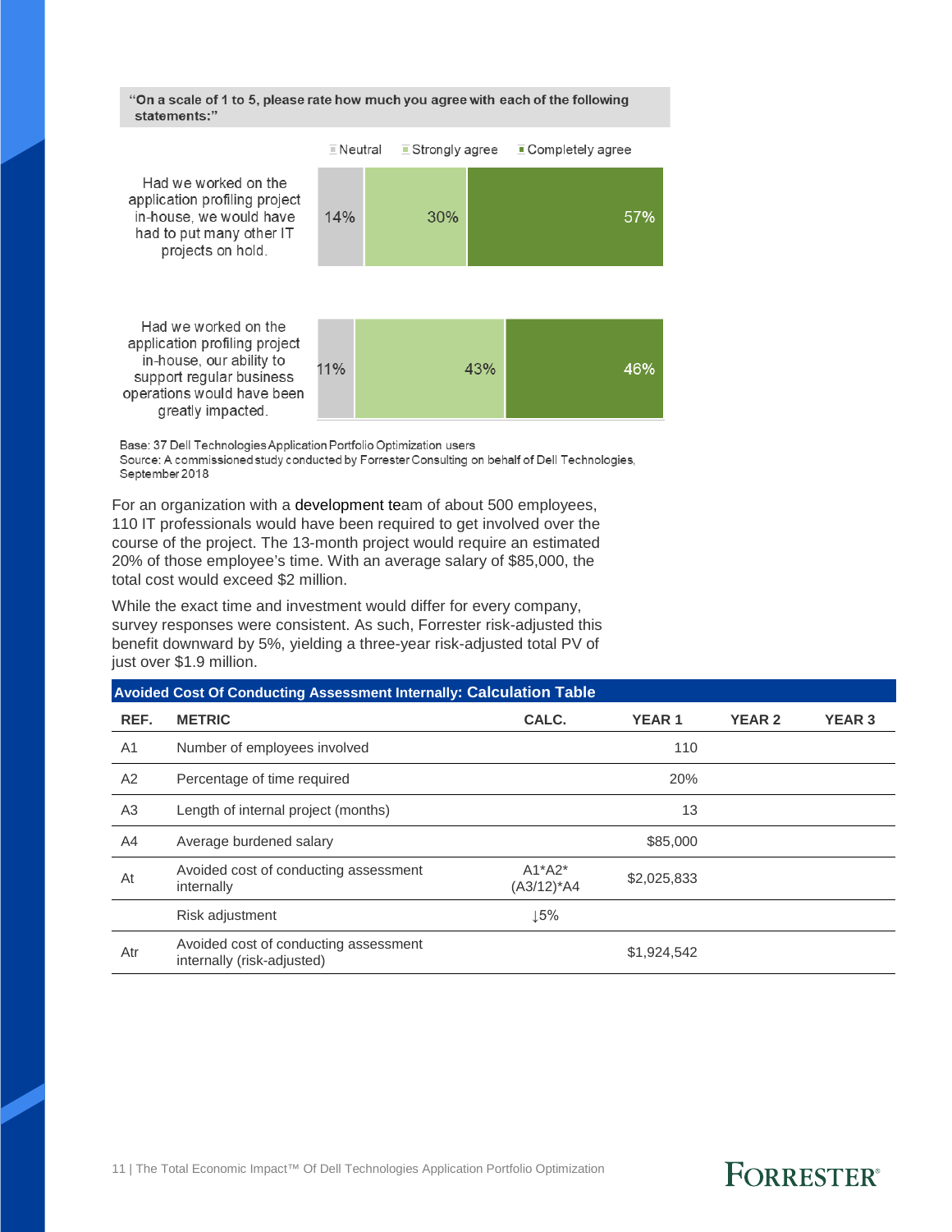"On a scale of 1 to 5, please rate how much you agree with each of the following statements:"

Neutral
Strongly agree
Completely agree

Had we worked on the application profiling project in-house, we would have had to put many other IT projects on hold.

14%
30%
57%

Had we worked on the application profiling project in-house, our ability to support regular business operations would have been greatly impacted.

11%
43%
46%

Base: 37 Dell Technologies Application Portfolio Optimization users
Source: A commissioned study conducted by Forrester Consulting on behalf of Dell Technologies, September 2018

For an organization with a development team of about 500 employees, 110 IT professionals would have been required to get involved over the course of the project. The 13-month project would require an estimated 20% of those employee's time. With an average salary of $85,000, the total cost would exceed $2 million.

While the exact time and investment would differ for every company, survey responses were consistent. As such, Forrester risk-adjusted this benefit downward by 5%, yielding a three-year risk-adjusted total PV of just over $1.9 million.

**Avoided Cost Of Conducting Assessment Internally: Calculation Table**

| REF. | METRIC | CALC. | YEAR 1 | YEAR 2 | YEAR 3 |
|---|---|---|---|---|---|
| A1 | Number of employees involved | | 110 | | |
| A2 | Percentage of time required | | 20% | | |
| A3 | Length of internal project (months) | | 13 | | |
| A4 | Average burdened salary | | $85,000 | | |
| At | Avoided cost of conducting assessment internally | A1*A2*(A3/12)*A4 | $2,025,833 | | |
| | Risk adjustment | ↓5% | | | |
| Atr | Avoided cost of conducting assessment internally (risk-adjusted) | | $1,924,542 | | |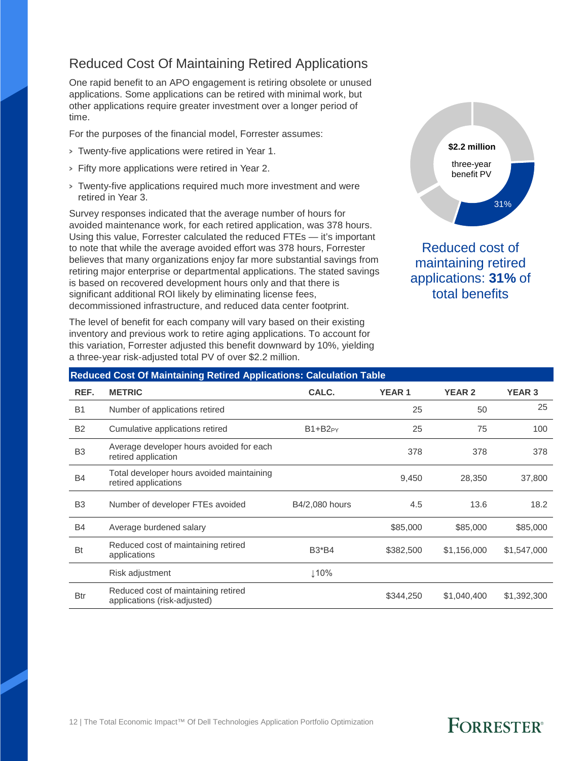## Reduced Cost Of Maintaining Retired Applications

One rapid benefit to an APO engagement is retiring obsolete or unused applications. Some applications can be retired with minimal work, but other applications require greater investment over a longer period of time.

For the purposes of the financial model, Forrester assumes:

- Twenty-five applications were retired in Year 1.
- Fifty more applications were retired in Year 2.
- Twenty-five applications required much more investment and were retired in Year 3.

Survey responses indicated that the average number of hours for avoided maintenance work, for each retired application, was 378 hours. Using this value, Forrester calculated the reduced FTEs — it's important to note that while the average avoided effort was 378 hours, Forrester believes that many organizations enjoy far more substantial savings from retiring major enterprise or departmental applications. The stated savings is based on recovered development hours only and that there is significant additional ROI likely by eliminating license fees, decommissioned infrastructure, and reduced data center footprint.

The level of benefit for each company will vary based on their existing inventory and previous work to retire aging applications. To account for this variation, Forrester adjusted this benefit downward by 10%, yielding a three-year risk-adjusted total PV of over $2.2 million.

**$2.2 million**
three-year benefit PV

31%

Reduced cost of maintaining retired applications: **31%** of total benefits

**Reduced Cost Of Maintaining Retired Applications: Calculation Table**

| REF. | METRIC | CALC. | YEAR 1 | YEAR 2 | YEAR 3 |
|---|---|---|---|---|---|
| B1 | Number of applications retired | | 25 | 50 | 25 |
| B2 | Cumulative applications retired | $B1+B2_{PY}$ | 25 | 75 | 100 |
| B3 | Average developer hours avoided for each retired application | | 378 | 378 | 378 |
| B4 | Total developer hours avoided maintaining retired applications | | 9,450 | 28,350 | 37,800 |
| B3 | Number of developer FTEs avoided | B4/2,080 hours | 4.5 | 13.6 | 18.2 |
| B4 | Average burdened salary | | $85,000 | $85,000 | $85,000 |
| Bt | Reduced cost of maintaining retired applications | B3*B4 | $382,500 | $1,156,000 | $1,547,000 |
| | Risk adjustment | ↓10% | | | |
| Btr | Reduced cost of maintaining retired applications (risk-adjusted) | | $344,250 | $1,040,400 | $1,392,300 |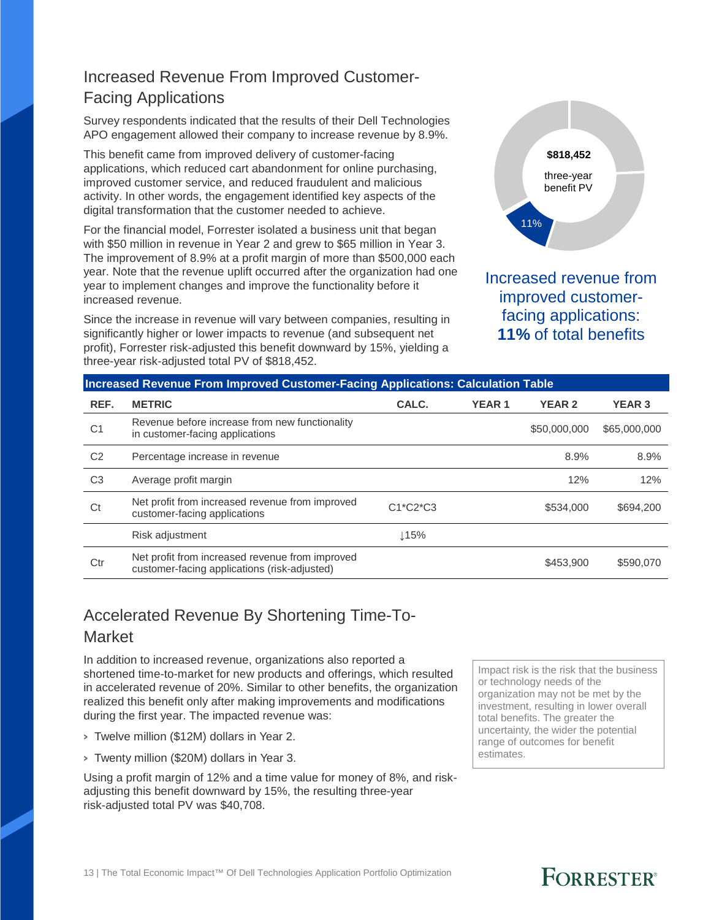## Increased Revenue From Improved Customer-Facing Applications

Survey respondents indicated that the results of their Dell Technologies APO engagement allowed their company to increase revenue by 8.9%.

This benefit came from improved delivery of customer-facing applications, which reduced cart abandonment for online purchasing, improved customer service, and reduced fraudulent and malicious activity. In other words, the engagement identified key aspects of the digital transformation that the customer needed to achieve.

For the financial model, Forrester isolated a business unit that began with $50 million in revenue in Year 2 and grew to $65 million in Year 3. The improvement of 8.9% at a profit margin of more than $500,000 each year. Note that the revenue uplift occurred after the organization had one year to implement changes and improve the functionality before it increased revenue.

Since the increase in revenue will vary between companies, resulting in significantly higher or lower impacts to revenue (and subsequent net profit), Forrester risk-adjusted this benefit downward by 15%, yielding a three-year risk-adjusted total PV of $818,452.

**$818,452**
three-year benefit PV
11%

Increased revenue from improved customer-facing applications: **11%** of total benefits

**Increased Revenue From Improved Customer-Facing Applications: Calculation Table**

| REF. | METRIC | CALC. | YEAR 1 | YEAR 2 | YEAR 3 |
|---|---|---|---|---|---|
| C1 | Revenue before increase from new functionality in customer-facing applications | | | $50,000,000 | $65,000,000 |
| C2 | Percentage increase in revenue | | | 8.9% | 8.9% |
| C3 | Average profit margin | | | 12% | 12% |
| Ct | Net profit from increased revenue from improved customer-facing applications | C1*C2*C3 | | $534,000 | $694,200 |
| | Risk adjustment | ↓15% | | | |
| Ctr | Net profit from increased revenue from improved customer-facing applications (risk-adjusted) | | | $453,900 | $590,070 |

## Accelerated Revenue By Shortening Time-To-Market

In addition to increased revenue, organizations also reported a shortened time-to-market for new products and offerings, which resulted in accelerated revenue of 20%. Similar to other benefits, the organization realized this benefit only after making improvements and modifications during the first year. The impacted revenue was:

- Twelve million ($12M) dollars in Year 2.
- Twenty million ($20M) dollars in Year 3.

Using a profit margin of 12% and a time value for money of 8%, and risk-adjusting this benefit downward by 15%, the resulting three-year risk-adjusted total PV was $40,708.

Impact risk is the risk that the business or technology needs of the organization may not be met by the investment, resulting in lower overall total benefits. The greater the uncertainty, the wider the potential range of outcomes for benefit estimates.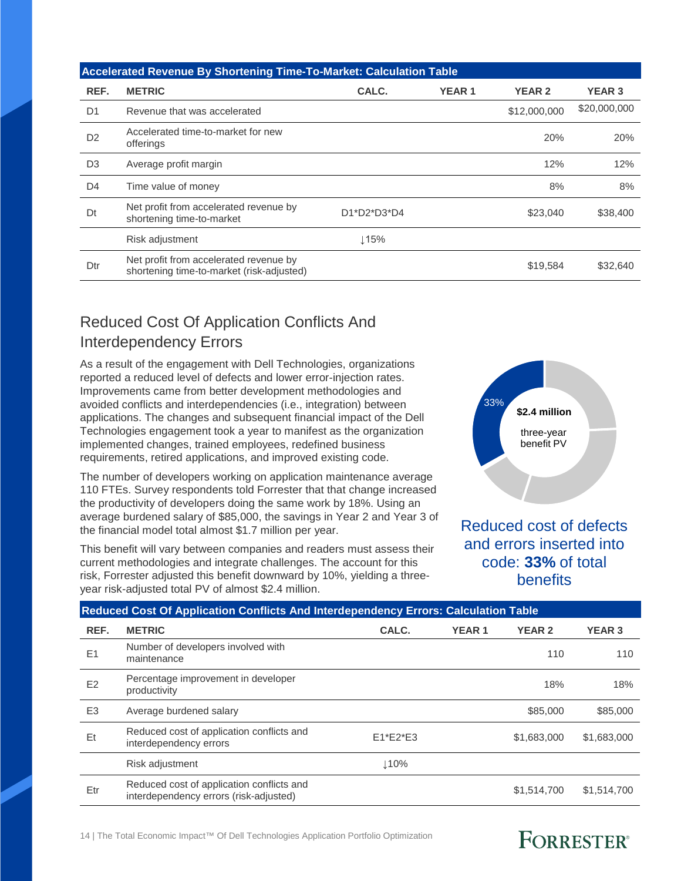| Accelerated Revenue By Shortening Time-To-Market: Calculation Table | | | | | |
|---|---|---|---|---|---|
| **REF.** | **METRIC** | **CALC.** | **YEAR 1** | **YEAR 2** | **YEAR 3** |
| D1 | Revenue that was accelerated | | | $12,000,000 | $20,000,000 |
| D2 | Accelerated time-to-market for new offerings | | | 20% | 20% |
| D3 | Average profit margin | | | 12% | 12% |
| D4 | Time value of money | | | 8% | 8% |
| Dt | Net profit from accelerated revenue by shortening time-to-market | D1*D2*D3*D4 | | $23,040 | $38,400 |
| | Risk adjustment | ↓15% | | | |
| Dtr | Net profit from accelerated revenue by shortening time-to-market (risk-adjusted) | | | $19,584 | $32,640 |

## Reduced Cost Of Application Conflicts And Interdependency Errors

As a result of the engagement with Dell Technologies, organizations reported a reduced level of defects and lower error-injection rates. Improvements came from better development methodologies and avoided conflicts and interdependencies (i.e., integration) between applications. The changes and subsequent financial impact of the Dell Technologies engagement took a year to manifest as the organization implemented changes, trained employees, redefined business requirements, retired applications, and improved existing code.

The number of developers working on application maintenance average 110 FTEs. Survey respondents told Forrester that that change increased the productivity of developers doing the same work by 18%. Using an average burdened salary of $85,000, the savings in Year 2 and Year 3 of the financial model total almost $1.7 million per year.

This benefit will vary between companies and readers must assess their current methodologies and integrate challenges. The account for this risk, Forrester adjusted this benefit downward by 10%, yielding a three-year risk-adjusted total PV of almost $2.4 million.

33%

**$2.4 million**

three-year benefit PV

Reduced cost of defects and errors inserted into code: **33%** of total benefits

| Reduced Cost Of Application Conflicts And Interdependency Errors: Calculation Table | | | | | |
|---|---|---|---|---|---|
| **REF.** | **METRIC** | **CALC.** | **YEAR 1** | **YEAR 2** | **YEAR 3** |
| E1 | Number of developers involved with maintenance | | | 110 | 110 |
| E2 | Percentage improvement in developer productivity | | | 18% | 18% |
| E3 | Average burdened salary | | | $85,000 | $85,000 |
| Et | Reduced cost of application conflicts and interdependency errors | E1*E2*E3 | | $1,683,000 | $1,683,000 |
| | Risk adjustment | ↓10% | | | |
| Etr | Reduced cost of application conflicts and interdependency errors (risk-adjusted) | | | $1,514,700 | $1,514,700 |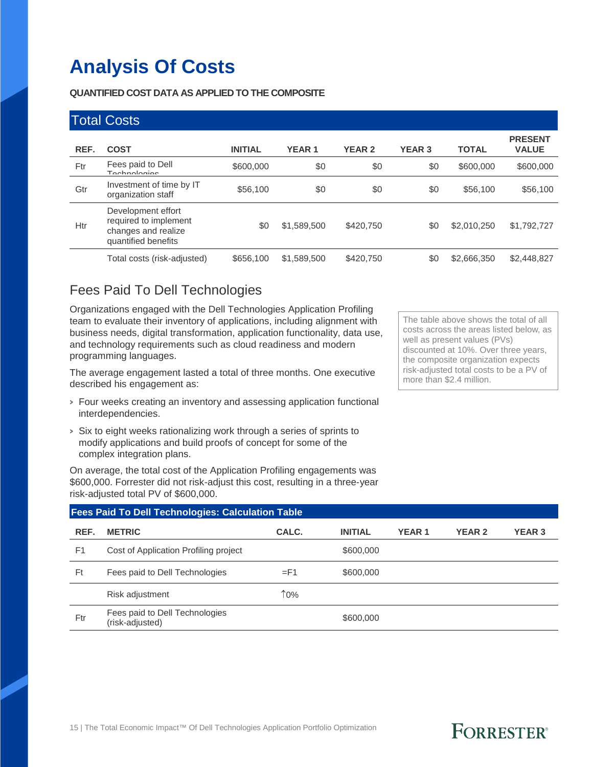# Analysis Of Costs

**QUANTIFIED COST DATA AS APPLIED TO THE COMPOSITE**

## Total Costs

| REF. | COST | INITIAL | YEAR 1 | YEAR 2 | YEAR 3 | TOTAL | PRESENT VALUE |
|---|---|---|---|---|---|---|---|
| Ftr | Fees paid to Dell Technologies | $600,000 | $0 | $0 | $0 | $600,000 | $600,000 |
| Gtr | Investment of time by IT organization staff | $56,100 | $0 | $0 | $0 | $56,100 | $56,100 |
| Htr | Development effort required to implement changes and realize quantified benefits | $0 | $1,589,500 | $420,750 | $0 | $2,010,250 | $1,792,727 |
| | Total costs (risk-adjusted) | $656,100 | $1,589,500 | $420,750 | $0 | $2,666,350 | $2,448,827 |

## Fees Paid To Dell Technologies

Organizations engaged with the Dell Technologies Application Profiling team to evaluate their inventory of applications, including alignment with business needs, digital transformation, application functionality, data use, and technology requirements such as cloud readiness and modern programming languages.

The average engagement lasted a total of three months. One executive described his engagement as:

- Four weeks creating an inventory and assessing application functional interdependencies.
- Six to eight weeks rationalizing work through a series of sprints to modify applications and build proofs of concept for some of the complex integration plans.

On average, the total cost of the Application Profiling engagements was $600,000. Forrester did not risk-adjust this cost, resulting in a three-year risk-adjusted total PV of $600,000.

The table above shows the total of all costs across the areas listed below, as well as present values (PVs) discounted at 10%. Over three years, the composite organization expects risk-adjusted total costs to be a PV of more than $2.4 million.

**Fees Paid To Dell Technologies: Calculation Table**

| REF. | METRIC | CALC. | INITIAL | YEAR 1 | YEAR 2 | YEAR 3 |
|---|---|---|---|---|---|---|
| F1 | Cost of Application Profiling project | | $600,000 | | | |
| Ft | Fees paid to Dell Technologies | =F1 | $600,000 | | | |
| | Risk adjustment | ↑0% | | | | |
| Ftr | Fees paid to Dell Technologies (risk-adjusted) | | $600,000 | | | |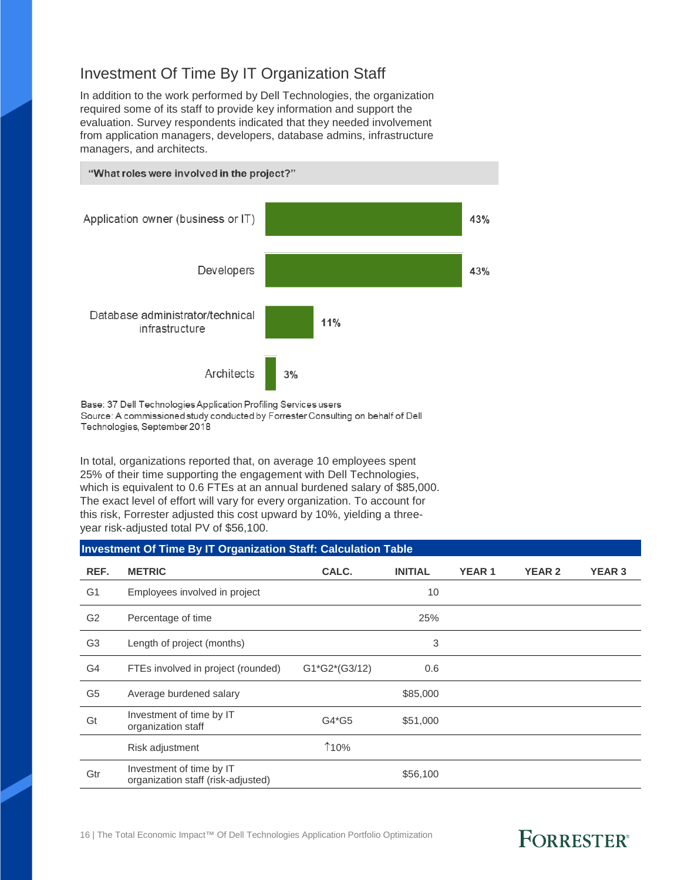## Investment Of Time By IT Organization Staff

In addition to the work performed by Dell Technologies, the organization required some of its staff to provide key information and support the evaluation. Survey respondents indicated that they needed involvement from application managers, developers, database admins, infrastructure managers, and architects.

**"What roles were involved in the project?"**

Application owner (business or IT) 43%

Developers 43%

Database administrator/technical infrastructure 11%

Architects 3%

Base: 37 Dell Technologies Application Profiling Services users
Source: A commissioned study conducted by Forrester Consulting on behalf of Dell Technologies, September 2018

In total, organizations reported that, on average 10 employees spent 25% of their time supporting the engagement with Dell Technologies, which is equivalent to 0.6 FTEs at an annual burdened salary of $85,000. The exact level of effort will vary for every organization. To account for this risk, Forrester adjusted this cost upward by 10%, yielding a three-year risk-adjusted total PV of $56,100.

**Investment Of Time By IT Organization Staff: Calculation Table**

| REF. | METRIC | CALC. | INITIAL | YEAR 1 | YEAR 2 | YEAR 3 |
|---|---|---|---|---|---|---|
| G1 | Employees involved in project | | 10 | | | |
| G2 | Percentage of time | | 25% | | | |
| G3 | Length of project (months) | | 3 | | | |
| G4 | FTEs involved in project (rounded) | G1*G2*(G3/12) | 0.6 | | | |
| G5 | Average burdened salary | | $85,000 | | | |
| Gt | Investment of time by IT organization staff | G4*G5 | $51,000 | | | |
| | Risk adjustment | ↑10% | | | | |
| Gtr | Investment of time by IT organization staff (risk-adjusted) | | $56,100 | | | |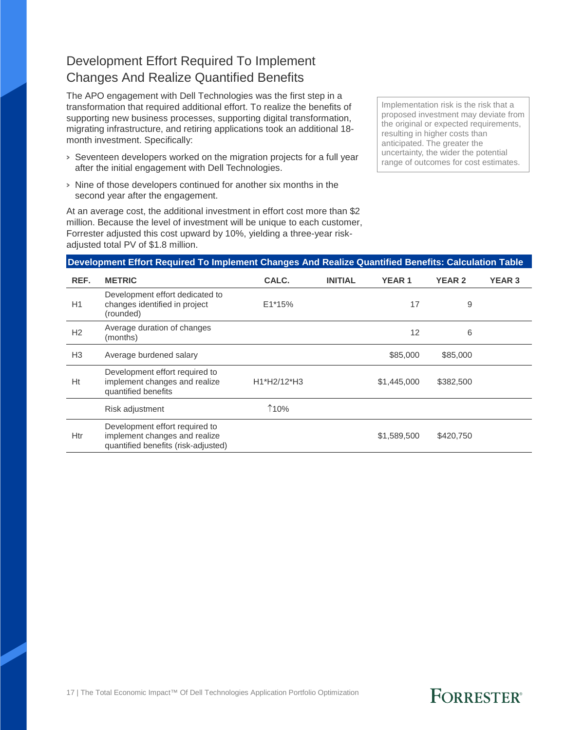## Development Effort Required To Implement Changes And Realize Quantified Benefits

The APO engagement with Dell Technologies was the first step in a transformation that required additional effort. To realize the benefits of supporting new business processes, supporting digital transformation, migrating infrastructure, and retiring applications took an additional 18-month investment. Specifically:

- Seventeen developers worked on the migration projects for a full year after the initial engagement with Dell Technologies.
- Nine of those developers continued for another six months in the second year after the engagement.

At an average cost, the additional investment in effort cost more than $2 million. Because the level of investment will be unique to each customer, Forrester adjusted this cost upward by 10%, yielding a three-year risk-adjusted total PV of $1.8 million.

> Implementation risk is the risk that a proposed investment may deviate from the original or expected requirements, resulting in higher costs than anticipated. The greater the uncertainty, the wider the potential range of outcomes for cost estimates.

**Development Effort Required To Implement Changes And Realize Quantified Benefits: Calculation Table**

| REF. | METRIC | CALC. | INITIAL | YEAR 1 | YEAR 2 | YEAR 3 |
|---|---|---|---|---|---|---|
| H1 | Development effort dedicated to changes identified in project (rounded) | E1*15% | | 17 | 9 | |
| H2 | Average duration of changes (months) | | | 12 | 6 | |
| H3 | Average burdened salary | | | $85,000 | $85,000 | |
| Ht | Development effort required to implement changes and realize quantified benefits | H1*H2/12*H3 | | $1,445,000 | $382,500 | |
| | Risk adjustment | ↑10% | | | | |
| Htr | Development effort required to implement changes and realize quantified benefits (risk-adjusted) | | | $1,589,500 | $420,750 | |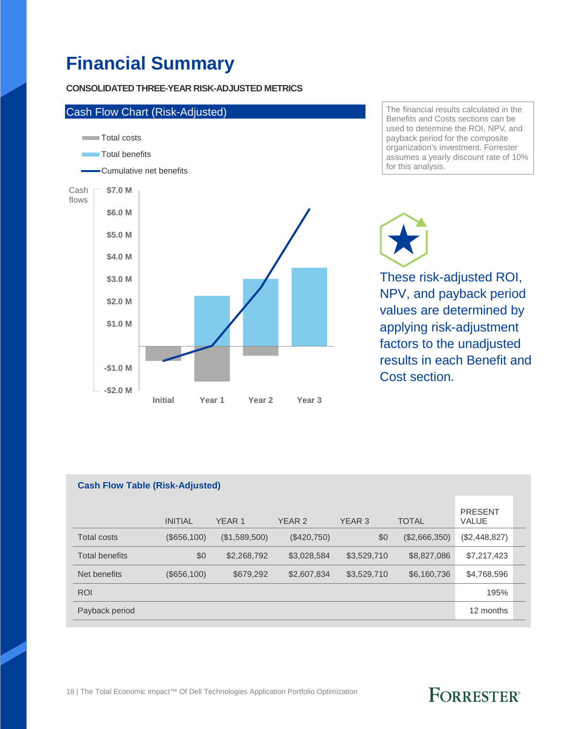# Financial Summary

**CONSOLIDATED THREE-YEAR RISK-ADJUSTED METRICS**

## Cash Flow Chart (Risk-Adjusted)

Total costs
Total benefits
Cumulative net benefits

Cash flows

$7.0 M
$6.0 M
$5.0 M
$4.0 M
$3.0 M
$2.0 M
$1.0 M
-$1.0 M
-$2.0 M

Initial
Year 1
Year 2
Year 3

The financial results calculated in the Benefits and Costs sections can be used to determine the ROI, NPV, and payback period for the composite organization's investment. Forrester assumes a yearly discount rate of 10% for this analysis.

These risk-adjusted ROI, NPV, and payback period values are determined by applying risk-adjustment factors to the unadjusted results in each Benefit and Cost section.

**Cash Flow Table (Risk-Adjusted)**

| | INITIAL | YEAR 1 | YEAR 2 | YEAR 3 | TOTAL | PRESENT VALUE |
|---|---|---|---|---|---|---|
| Total costs | ($656,100) | ($1,589,500) | ($420,750) | $0 | ($2,666,350) | ($2,448,827) |
| Total benefits | $0 | $2,268,792 | $3,028,584 | $3,529,710 | $8,827,086 | $7,217,423 |
| Net benefits | ($656,100) | $679,292 | $2,607,834 | $3,529,710 | $6,160,736 | $4,768,596 |
| ROI | | | | | | 195% |
| Payback period | | | | | | 12 months |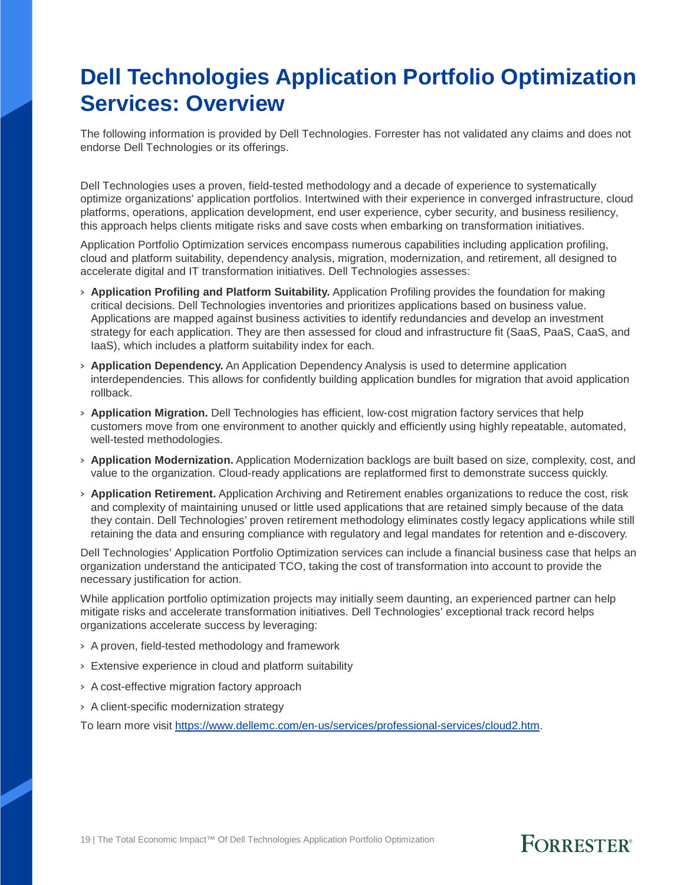# Dell Technologies Application Portfolio Optimization Services: Overview

The following information is provided by Dell Technologies. Forrester has not validated any claims and does not endorse Dell Technologies or its offerings.

Dell Technologies uses a proven, field-tested methodology and a decade of experience to systematically optimize organizations' application portfolios. Intertwined with their experience in converged infrastructure, cloud platforms, operations, application development, end user experience, cyber security, and business resiliency, this approach helps clients mitigate risks and save costs when embarking on transformation initiatives.

Application Portfolio Optimization services encompass numerous capabilities including application profiling, cloud and platform suitability, dependency analysis, migration, modernization, and retirement, all designed to accelerate digital and IT transformation initiatives. Dell Technologies assesses:

- **Application Profiling and Platform Suitability.** Application Profiling provides the foundation for making critical decisions. Dell Technologies inventories and prioritizes applications based on business value. Applications are mapped against business activities to identify redundancies and develop an investment strategy for each application. They are then assessed for cloud and infrastructure fit (SaaS, PaaS, CaaS, and IaaS), which includes a platform suitability index for each.
- **Application Dependency.** An Application Dependency Analysis is used to determine application interdependencies. This allows for confidently building application bundles for migration that avoid application rollback.
- **Application Migration.** Dell Technologies has efficient, low-cost migration factory services that help customers move from one environment to another quickly and efficiently using highly repeatable, automated, well-tested methodologies.
- **Application Modernization.** Application Modernization backlogs are built based on size, complexity, cost, and value to the organization. Cloud-ready applications are replatformed first to demonstrate success quickly.
- **Application Retirement.** Application Archiving and Retirement enables organizations to reduce the cost, risk and complexity of maintaining unused or little used applications that are retained simply because of the data they contain. Dell Technologies' proven retirement methodology eliminates costly legacy applications while still retaining the data and ensuring compliance with regulatory and legal mandates for retention and e-discovery.

Dell Technologies' Application Portfolio Optimization services can include a financial business case that helps an organization understand the anticipated TCO, taking the cost of transformation into account to provide the necessary justification for action.

While application portfolio optimization projects may initially seem daunting, an experienced partner can help mitigate risks and accelerate transformation initiatives. Dell Technologies' exceptional track record helps organizations accelerate success by leveraging:

- A proven, field-tested methodology and framework
- Extensive experience in cloud and platform suitability
- A cost-effective migration factory approach
- A client-specific modernization strategy

To learn more visit https://www.dellemc.com/en-us/services/professional-services/cloud2.htm.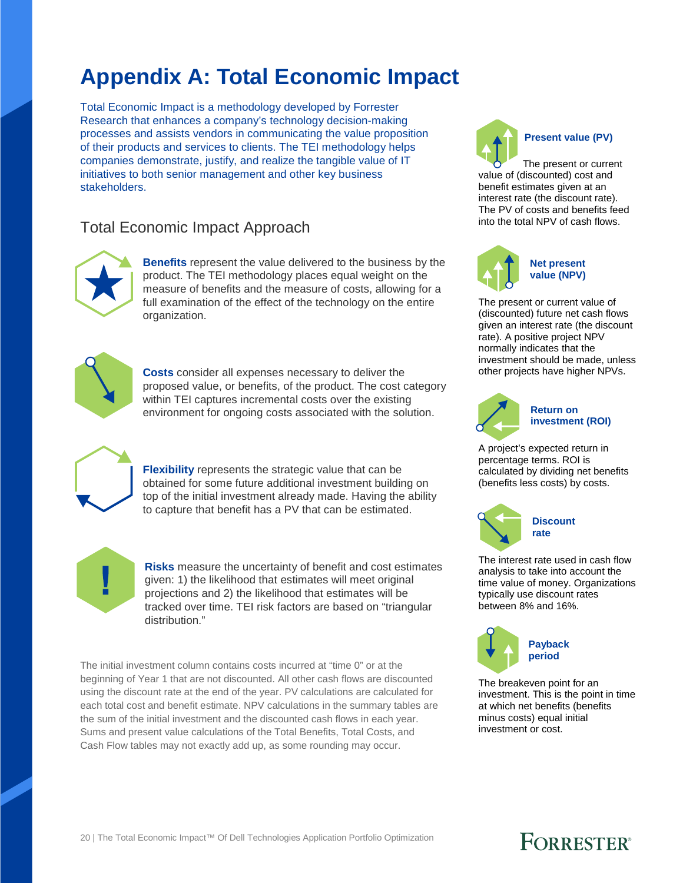# Appendix A: Total Economic Impact

Total Economic Impact is a methodology developed by Forrester Research that enhances a company's technology decision-making processes and assists vendors in communicating the value proposition of their products and services to clients. The TEI methodology helps companies demonstrate, justify, and realize the tangible value of IT initiatives to both senior management and other key business stakeholders.

## Total Economic Impact Approach

**Benefits** represent the value delivered to the business by the product. The TEI methodology places equal weight on the measure of benefits and the measure of costs, allowing for a full examination of the effect of the technology on the entire organization.

**Costs** consider all expenses necessary to deliver the proposed value, or benefits, of the product. The cost category within TEI captures incremental costs over the existing environment for ongoing costs associated with the solution.

**Flexibility** represents the strategic value that can be obtained for some future additional investment building on top of the initial investment already made. Having the ability to capture that benefit has a PV that can be estimated.

**Risks** measure the uncertainty of benefit and cost estimates given: 1) the likelihood that estimates will meet original projections and 2) the likelihood that estimates will be tracked over time. TEI risk factors are based on "triangular distribution."

The initial investment column contains costs incurred at "time 0" or at the beginning of Year 1 that are not discounted. All other cash flows are discounted using the discount rate at the end of the year. PV calculations are calculated for each total cost and benefit estimate. NPV calculations in the summary tables are the sum of the initial investment and the discounted cash flows in each year. Sums and present value calculations of the Total Benefits, Total Costs, and Cash Flow tables may not exactly add up, as some rounding may occur.

**Present value (PV)**

The present or current value of (discounted) cost and benefit estimates given at an interest rate (the discount rate). The PV of costs and benefits feed into the total NPV of cash flows.

**Net present value (NPV)**

The present or current value of (discounted) future net cash flows given an interest rate (the discount rate). A positive project NPV normally indicates that the investment should be made, unless other projects have higher NPVs.

**Return on investment (ROI)**

A project's expected return in percentage terms. ROI is calculated by dividing net benefits (benefits less costs) by costs.

**Discount rate**

The interest rate used in cash flow analysis to take into account the time value of money. Organizations typically use discount rates between 8% and 16%.

**Payback period**

The breakeven point for an investment. This is the point in time at which net benefits (benefits minus costs) equal initial investment or cost.